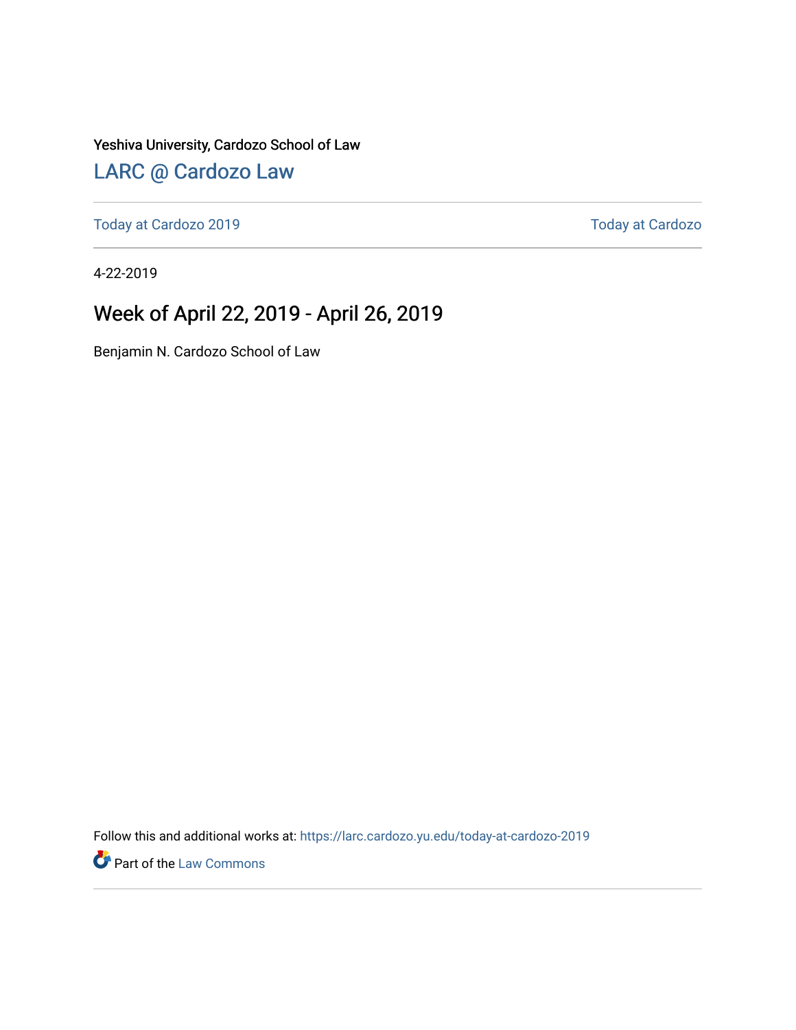Yeshiva University, Cardozo School of Law

[LARC @ Cardozo Law](https://larc.cardozo.yu.edu/)

[Today at Cardozo 2019](https://larc.cardozo.yu.edu/today-at-cardozo-2019) | [Today at Cardozo](https://larc.cardozo.yu.edu/today-at-cardozo)

4-22-2019

# Week of April 22, 2019 - April 26, 2019

Benjamin N. Cardozo School of Law

Follow this and additional works at: https://larc.cardozo.yu.edu/today-at-cardozo-2019

Part of the Law Commons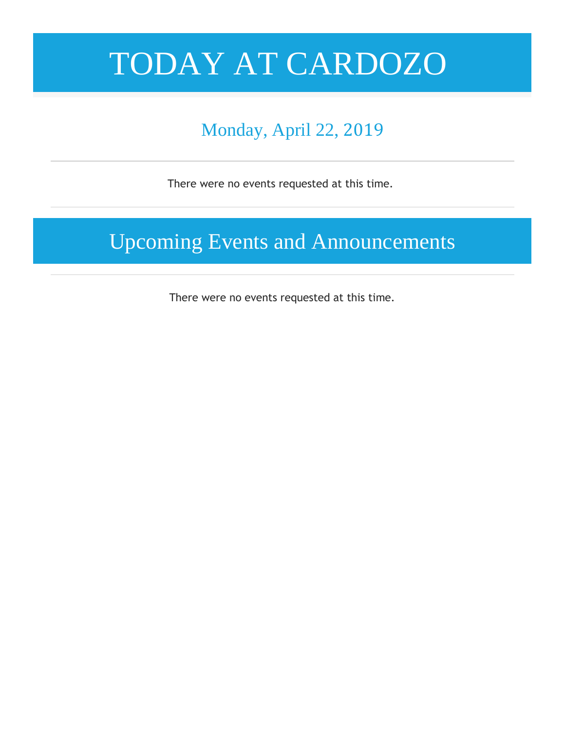# TODAY AT CARDOZO

## Monday, April 22, 2019

---

There were no events requested at this time.

---

# Upcoming Events and Announcements

---

There were no events requested at this time.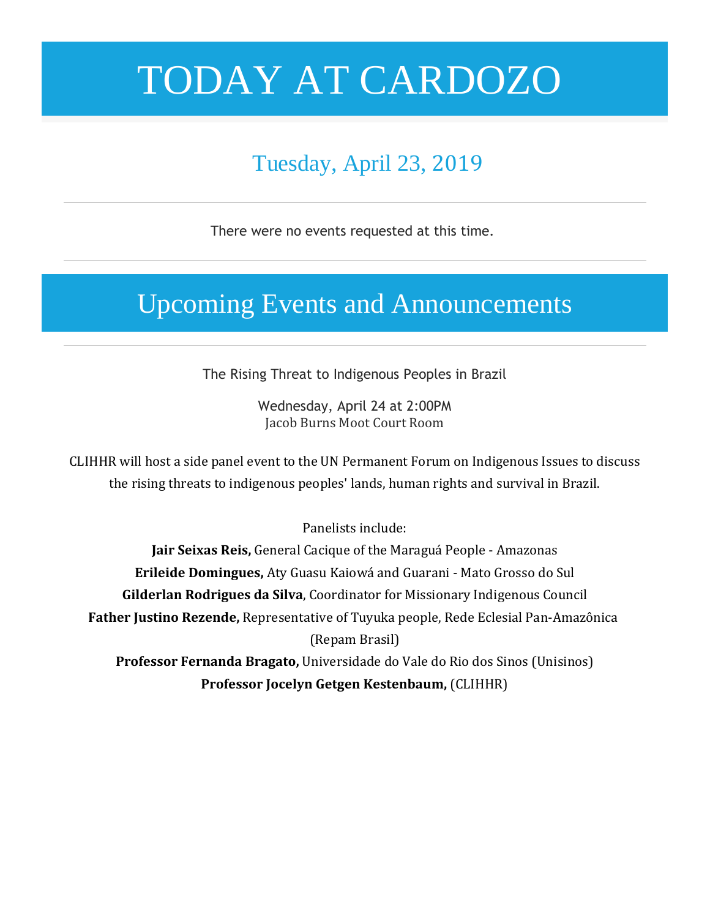# TODAY AT CARDOZO

## Tuesday, April 23, 2019

---

There were no events requested at this time.

---

# Upcoming Events and Announcements

---

The Rising Threat to Indigenous Peoples in Brazil

Wednesday, April 24 at 2:00PM
Jacob Burns Moot Court Room

CLIHHR will host a side panel event to the UN Permanent Forum on Indigenous Issues to discuss the rising threats to indigenous peoples' lands, human rights and survival in Brazil.

Panelists include:

**Jair Seixas Reis,** General Cacique of the Maraguá People - Amazonas
**Erileide Domingues,** Aty Guasu Kaiowá and Guarani - Mato Grosso do Sul
**Gilderlan Rodrigues da Silva**, Coordinator for Missionary Indigenous Council
**Father Justino Rezende,** Representative of Tuyuka people, Rede Eclesial Pan-Amazônica (Repam Brasil)
**Professor Fernanda Bragato,** Universidade do Vale do Rio dos Sinos (Unisinos)
**Professor Jocelyn Getgen Kestenbaum,** (CLIHHR)